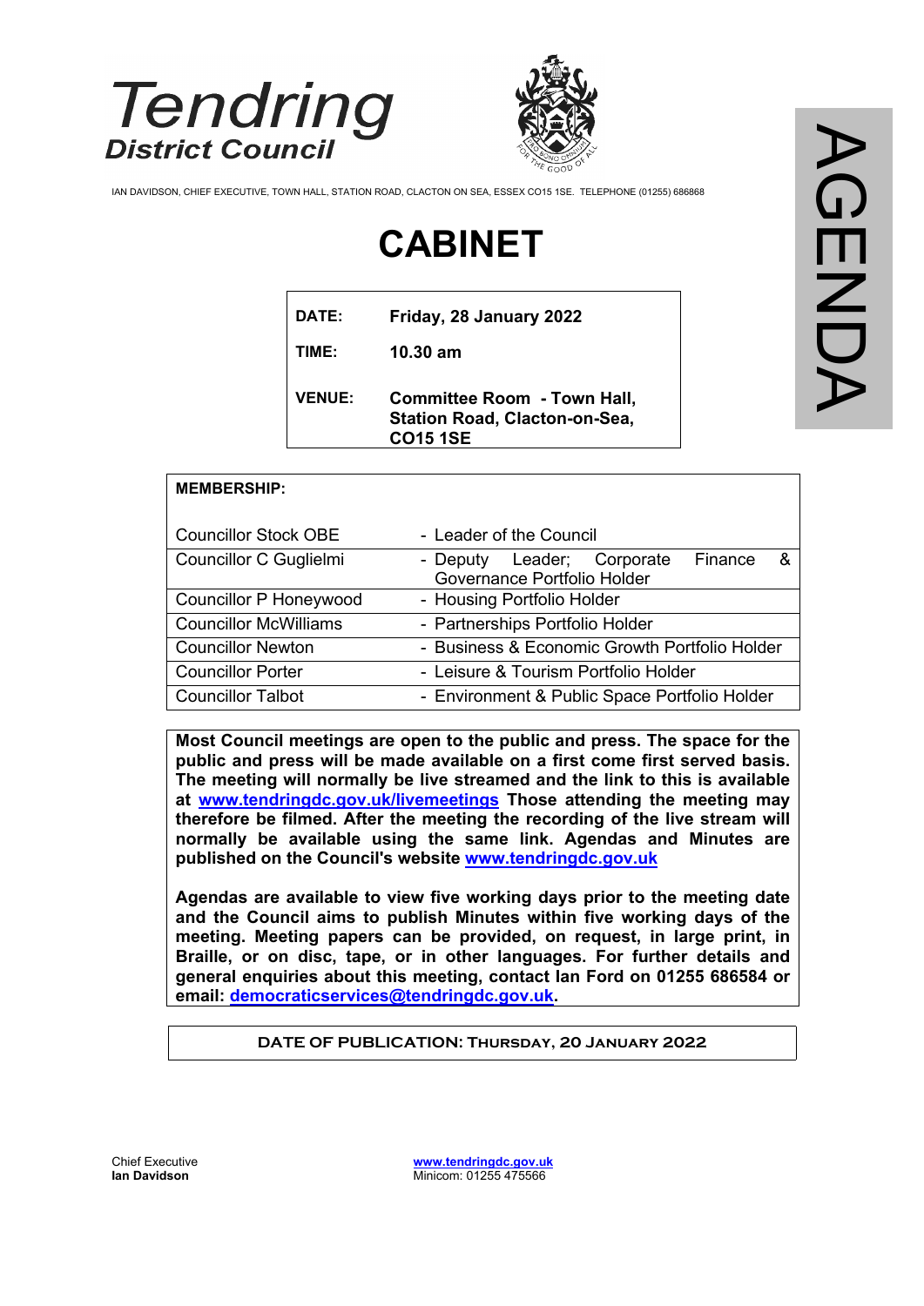# Tendring District Council

IAN DAVIDSON, CHIEF EXECUTIVE, TOWN HALL, STATION ROAD, CLACTON ON SEA, ESSEX CO15 1SE. TELEPHONE (01255) 686868

AGENDA

# CABINET

| | |
|---|---|
| **DATE:** | **Friday, 28 January 2022** |
| **TIME:** | **10.30 am** |
| **VENUE:** | **Committee Room - Town Hall, Station Road, Clacton-on-Sea, CO15 1SE** |

**MEMBERSHIP:**

| | |
|---|---|
| Councillor Stock OBE | - Leader of the Council |
| Councillor C Guglielmi | - Deputy Leader; Corporate Finance & Governance Portfolio Holder |
| Councillor P Honeywood | - Housing Portfolio Holder |
| Councillor McWilliams | - Partnerships Portfolio Holder |
| Councillor Newton | - Business & Economic Growth Portfolio Holder |
| Councillor Porter | - Leisure & Tourism Portfolio Holder |
| Councillor Talbot | - Environment & Public Space Portfolio Holder |

**Most Council meetings are open to the public and press. The space for the public and press will be made available on a first come first served basis. The meeting will normally be live streamed and the link to this is available at www.tendringdc.gov.uk/livemeetings Those attending the meeting may therefore be filmed. After the meeting the recording of the live stream will normally be available using the same link. Agendas and Minutes are published on the Council's website www.tendringdc.gov.uk**

**Agendas are available to view five working days prior to the meeting date and the Council aims to publish Minutes within five working days of the meeting. Meeting papers can be provided, on request, in large print, in Braille, or on disc, tape, or in other languages. For further details and general enquiries about this meeting, contact Ian Ford on 01255 686584 or email: democraticservices@tendringdc.gov.uk.**

**DATE OF PUBLICATION: Thursday, 20 January 2022**

Chief Executive
**Ian Davidson**

www.tendringdc.gov.uk
Minicom: 01255 475566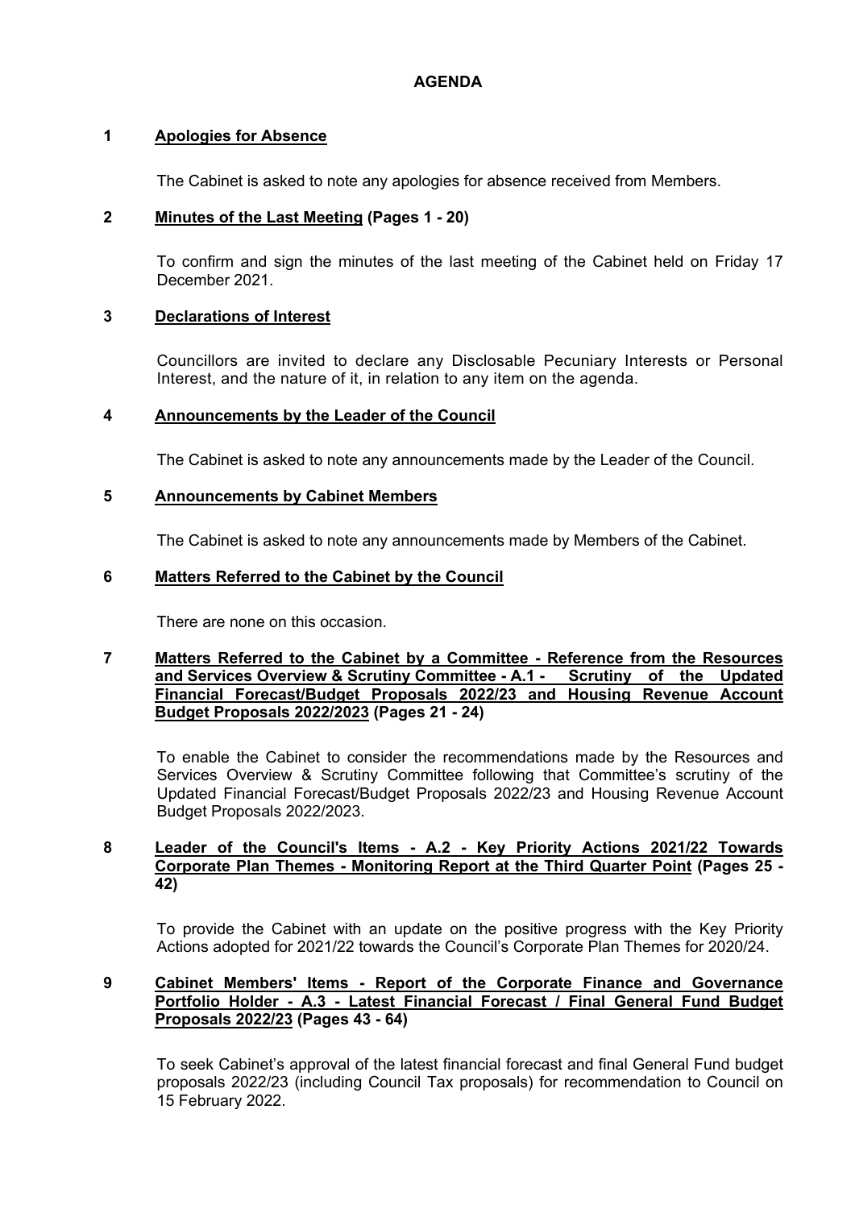# AGENDA

## 1 Apologies for Absence

The Cabinet is asked to note any apologies for absence received from Members.

## 2 Minutes of the Last Meeting (Pages 1 - 20)

To confirm and sign the minutes of the last meeting of the Cabinet held on Friday 17 December 2021.

## 3 Declarations of Interest

Councillors are invited to declare any Disclosable Pecuniary Interests or Personal Interest, and the nature of it, in relation to any item on the agenda.

## 4 Announcements by the Leader of the Council

The Cabinet is asked to note any announcements made by the Leader of the Council.

## 5 Announcements by Cabinet Members

The Cabinet is asked to note any announcements made by Members of the Cabinet.

## 6 Matters Referred to the Cabinet by the Council

There are none on this occasion.

## 7 Matters Referred to the Cabinet by a Committee - Reference from the Resources and Services Overview & Scrutiny Committee - A.1 - Scrutiny of the Updated Financial Forecast/Budget Proposals 2022/23 and Housing Revenue Account Budget Proposals 2022/2023 (Pages 21 - 24)

To enable the Cabinet to consider the recommendations made by the Resources and Services Overview & Scrutiny Committee following that Committee's scrutiny of the Updated Financial Forecast/Budget Proposals 2022/23 and Housing Revenue Account Budget Proposals 2022/2023.

## 8 Leader of the Council's Items - A.2 - Key Priority Actions 2021/22 Towards Corporate Plan Themes - Monitoring Report at the Third Quarter Point (Pages 25 - 42)

To provide the Cabinet with an update on the positive progress with the Key Priority Actions adopted for 2021/22 towards the Council's Corporate Plan Themes for 2020/24.

## 9 Cabinet Members' Items - Report of the Corporate Finance and Governance Portfolio Holder - A.3 - Latest Financial Forecast / Final General Fund Budget Proposals 2022/23 (Pages 43 - 64)

To seek Cabinet's approval of the latest financial forecast and final General Fund budget proposals 2022/23 (including Council Tax proposals) for recommendation to Council on 15 February 2022.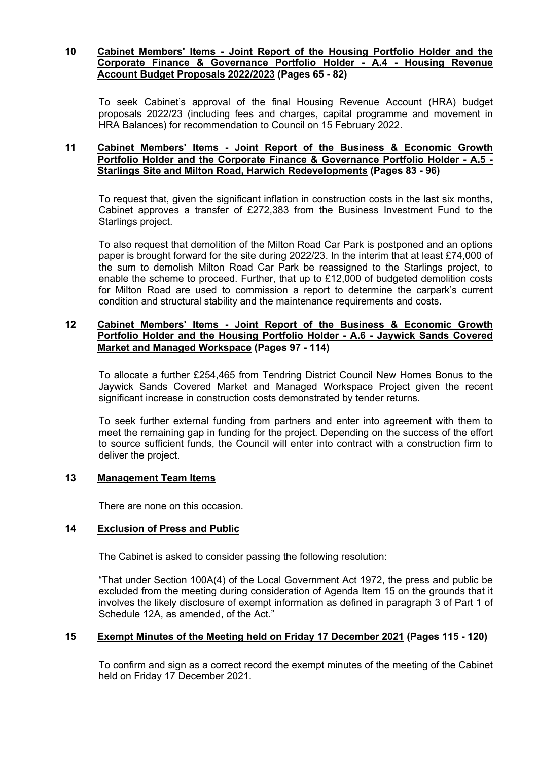**10 Cabinet Members' Items - Joint Report of the Housing Portfolio Holder and the Corporate Finance & Governance Portfolio Holder - A.4 - Housing Revenue Account Budget Proposals 2022/2023 (Pages 65 - 82)**

To seek Cabinet's approval of the final Housing Revenue Account (HRA) budget proposals 2022/23 (including fees and charges, capital programme and movement in HRA Balances) for recommendation to Council on 15 February 2022.

**11 Cabinet Members' Items - Joint Report of the Business & Economic Growth Portfolio Holder and the Corporate Finance & Governance Portfolio Holder - A.5 - Starlings Site and Milton Road, Harwich Redevelopments (Pages 83 - 96)**

To request that, given the significant inflation in construction costs in the last six months, Cabinet approves a transfer of £272,383 from the Business Investment Fund to the Starlings project.

To also request that demolition of the Milton Road Car Park is postponed and an options paper is brought forward for the site during 2022/23. In the interim that at least £74,000 of the sum to demolish Milton Road Car Park be reassigned to the Starlings project, to enable the scheme to proceed. Further, that up to £12,000 of budgeted demolition costs for Milton Road are used to commission a report to determine the carpark's current condition and structural stability and the maintenance requirements and costs.

**12 Cabinet Members' Items - Joint Report of the Business & Economic Growth Portfolio Holder and the Housing Portfolio Holder - A.6 - Jaywick Sands Covered Market and Managed Workspace (Pages 97 - 114)**

To allocate a further £254,465 from Tendring District Council New Homes Bonus to the Jaywick Sands Covered Market and Managed Workspace Project given the recent significant increase in construction costs demonstrated by tender returns.

To seek further external funding from partners and enter into agreement with them to meet the remaining gap in funding for the project. Depending on the success of the effort to source sufficient funds, the Council will enter into contract with a construction firm to deliver the project.

**13 Management Team Items**

There are none on this occasion.

**14 Exclusion of Press and Public**

The Cabinet is asked to consider passing the following resolution:

"That under Section 100A(4) of the Local Government Act 1972, the press and public be excluded from the meeting during consideration of Agenda Item 15 on the grounds that it involves the likely disclosure of exempt information as defined in paragraph 3 of Part 1 of Schedule 12A, as amended, of the Act."

**15 Exempt Minutes of the Meeting held on Friday 17 December 2021 (Pages 115 - 120)**

To confirm and sign as a correct record the exempt minutes of the meeting of the Cabinet held on Friday 17 December 2021.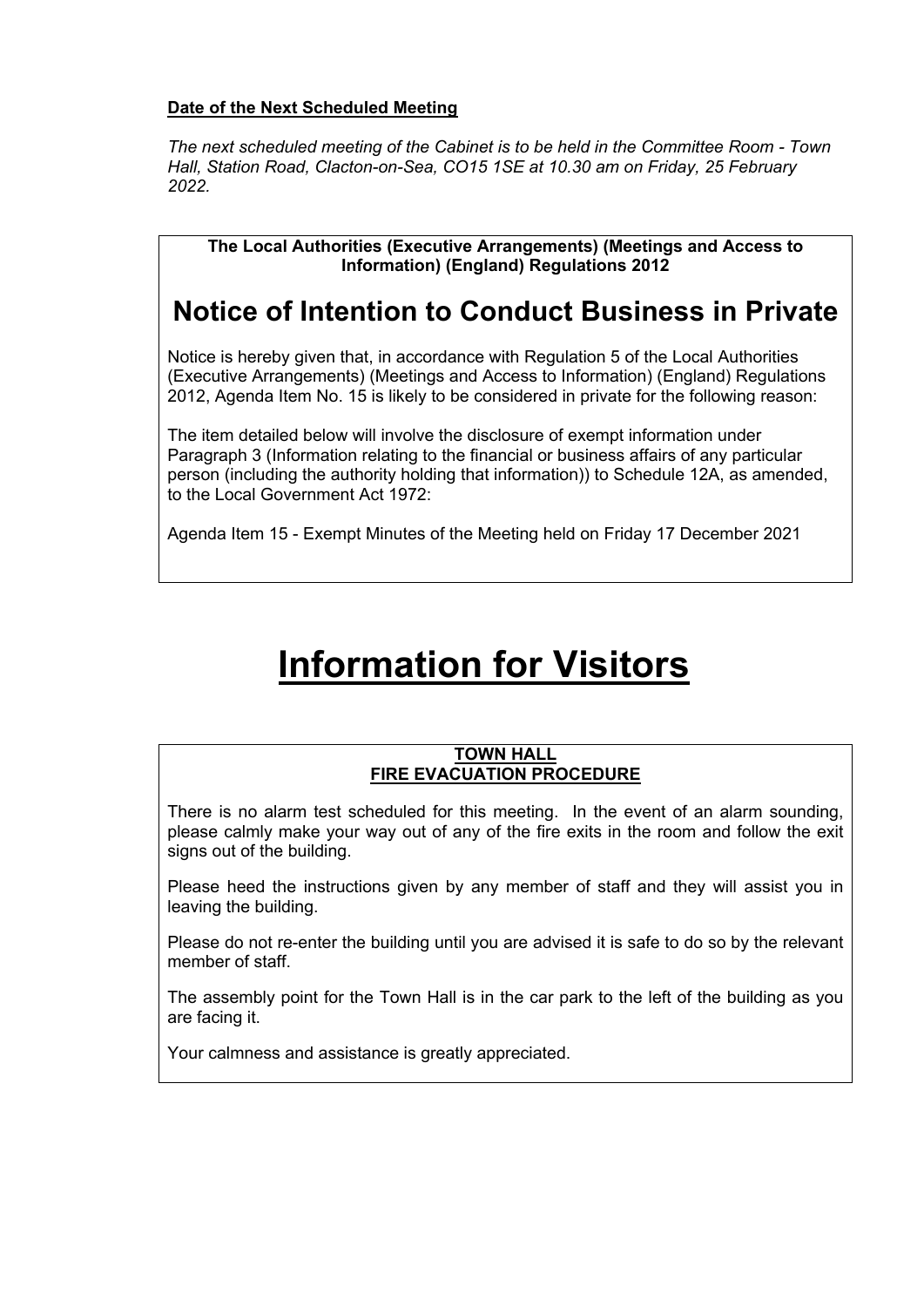**Date of the Next Scheduled Meeting**

*The next scheduled meeting of the Cabinet is to be held in the Committee Room - Town Hall, Station Road, Clacton-on-Sea, CO15 1SE at 10.30 am on Friday, 25 February 2022.*

**The Local Authorities (Executive Arrangements) (Meetings and Access to Information) (England) Regulations 2012**

## Notice of Intention to Conduct Business in Private

Notice is hereby given that, in accordance with Regulation 5 of the Local Authorities (Executive Arrangements) (Meetings and Access to Information) (England) Regulations 2012, Agenda Item No. 15 is likely to be considered in private for the following reason:

The item detailed below will involve the disclosure of exempt information under Paragraph 3 (Information relating to the financial or business affairs of any particular person (including the authority holding that information)) to Schedule 12A, as amended, to the Local Government Act 1972:

Agenda Item 15 - Exempt Minutes of the Meeting held on Friday 17 December 2021

# Information for Visitors

**TOWN HALL**
**FIRE EVACUATION PROCEDURE**

There is no alarm test scheduled for this meeting. In the event of an alarm sounding, please calmly make your way out of any of the fire exits in the room and follow the exit signs out of the building.

Please heed the instructions given by any member of staff and they will assist you in leaving the building.

Please do not re-enter the building until you are advised it is safe to do so by the relevant member of staff.

The assembly point for the Town Hall is in the car park to the left of the building as you are facing it.

Your calmness and assistance is greatly appreciated.